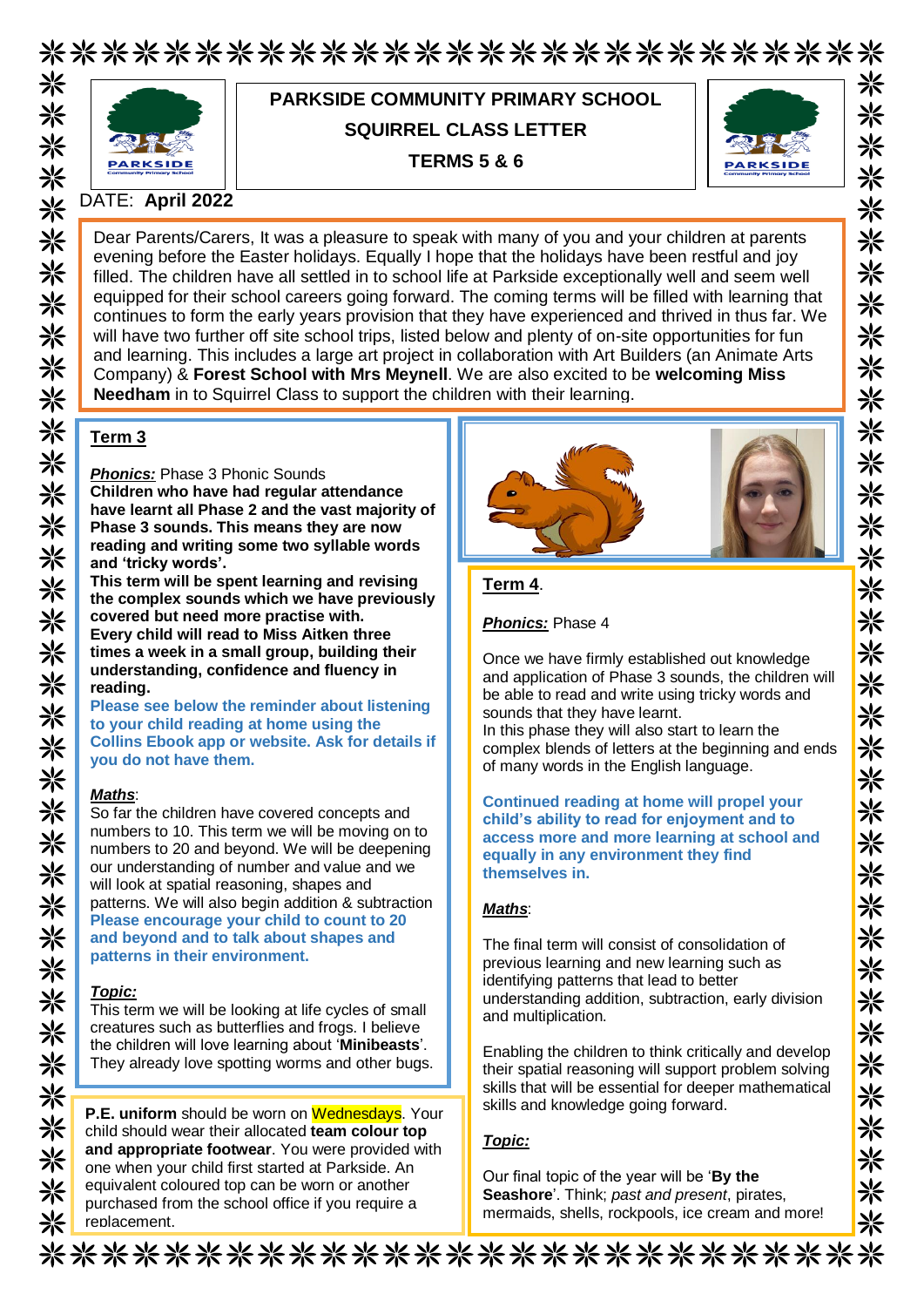# PARKSIDE COMMUNITY PRIMARY SCHOOL

## SQUIRREL CLASS LETTER

## TERMS 5 & 6

DATE: **April 2022**

Dear Parents/Carers, It was a pleasure to speak with many of you and your children at parents evening before the Easter holidays. Equally I hope that the holidays have been restful and joy filled. The children have all settled in to school life at Parkside exceptionally well and seem well equipped for their school careers going forward. The coming terms will be filled with learning that continues to form the early years provision that they have experienced and thrived in thus far. We will have two further off site school trips, listed below and plenty of on-site opportunities for fun and learning. This includes a large art project in collaboration with Art Builders (an Animate Arts Company) & **Forest School with Mrs Meynell**. We are also excited to be **welcoming Miss Needham** in to Squirrel Class to support the children with their learning.

### Term 3

***Phonics:*** Phase 3 Phonic Sounds

**Children who have had regular attendance have learnt all Phase 2 and the vast majority of Phase 3 sounds. This means they are now reading and writing some two syllable words and 'tricky words'.**

**This term will be spent learning and revising the complex sounds which we have previously covered but need more practise with.**

**Every child will read to Miss Aitken three times a week in a small group, building their understanding, confidence and fluency in reading.**

**Please see below the reminder about listening to your child reading at home using the Collins Ebook app or website. Ask for details if you do not have them.**

***Maths***:

So far the children have covered concepts and numbers to 10. This term we will be moving on to numbers to 20 and beyond. We will be deepening our understanding of number and value and we will look at spatial reasoning, shapes and patterns. We will also begin addition & subtraction **Please encourage your child to count to 20 and beyond and to talk about shapes and patterns in their environment.**

***Topic:***

This term we will be looking at life cycles of small creatures such as butterflies and frogs. I believe the children will love learning about '**Minibeasts**'. They already love spotting worms and other bugs.

**P.E. uniform** should be worn on Wednesdays. Your child should wear their allocated **team colour top and appropriate footwear**. You were provided with one when your child first started at Parkside. An equivalent coloured top can be worn or another purchased from the school office if you require a replacement.

### Term 4.

***Phonics:*** Phase 4

Once we have firmly established out knowledge and application of Phase 3 sounds, the children will be able to read and write using tricky words and sounds that they have learnt.

In this phase they will also start to learn the complex blends of letters at the beginning and ends of many words in the English language.

**Continued reading at home will propel your child's ability to read for enjoyment and to access more and more learning at school and equally in any environment they find themselves in.**

***Maths***:

The final term will consist of consolidation of previous learning and new learning such as identifying patterns that lead to better understanding addition, subtraction, early division and multiplication.

Enabling the children to think critically and develop their spatial reasoning will support problem solving skills that will be essential for deeper mathematical skills and knowledge going forward.

***Topic:***

Our final topic of the year will be '**By the Seashore**'. Think; *past and present*, pirates, mermaids, shells, rockpools, ice cream and more!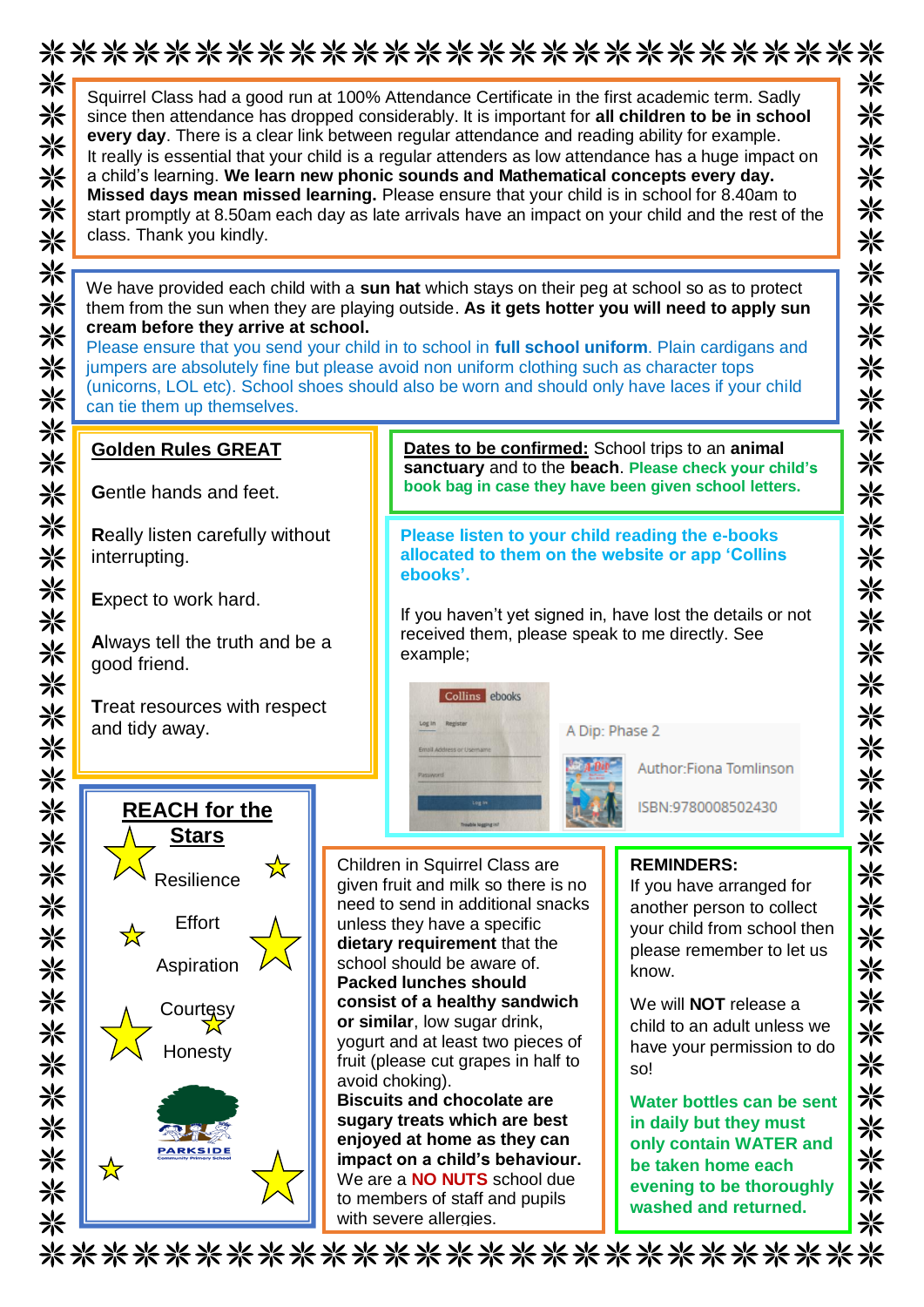Squirrel Class had a good run at 100% Attendance Certificate in the first academic term. Sadly since then attendance has dropped considerably. It is important for **all children to be in school every day**. There is a clear link between regular attendance and reading ability for example. It really is essential that your child is a regular attenders as low attendance has a huge impact on a child's learning. **We learn new phonic sounds and Mathematical concepts every day. Missed days mean missed learning.** Please ensure that your child is in school for 8.40am to start promptly at 8.50am each day as late arrivals have an impact on your child and the rest of the class. Thank you kindly.

We have provided each child with a **sun hat** which stays on their peg at school so as to protect them from the sun when they are playing outside. **As it gets hotter you will need to apply sun cream before they arrive at school.**

Please ensure that you send your child in to school in **full school uniform**. Plain cardigans and jumpers are absolutely fine but please avoid non uniform clothing such as character tops (unicorns, LOL etc). School shoes should also be worn and should only have laces if your child can tie them up themselves.

## Golden Rules GREAT

**G**entle hands and feet.

**R**eally listen carefully without interrupting.

**E**xpect to work hard.

**A**lways tell the truth and be a good friend.

**T**reat resources with respect and tidy away.

**Dates to be confirmed:** School trips to an **animal sanctuary** and to the **beach**. **Please check your child's book bag in case they have been given school letters.**

**Please listen to your child reading the e-books allocated to them on the website or app 'Collins ebooks'.**

If you haven't yet signed in, have lost the details or not received them, please speak to me directly. See example;

Collins ebooks

A Dip: Phase 2

Author:Fiona Tomlinson

ISBN:9780008502430

## REACH for the Stars

Resilience

Effort

Aspiration

Courtesy

Honesty

PARKSIDE Community Primary School

Children in Squirrel Class are given fruit and milk so there is no need to send in additional snacks unless they have a specific **dietary requirement** that the school should be aware of. **Packed lunches should consist of a healthy sandwich or similar**, low sugar drink, yogurt and at least two pieces of fruit (please cut grapes in half to avoid choking). **Biscuits and chocolate are sugary treats which are best enjoyed at home as they can impact on a child's behaviour.** We are a **NO NUTS** school due to members of staff and pupils with severe allergies.

**REMINDERS:**

If you have arranged for another person to collect your child from school then please remember to let us know.

We will **NOT** release a child to an adult unless we have your permission to do so!

**Water bottles can be sent in daily but they must only contain WATER and be taken home each evening to be thoroughly washed and returned.**